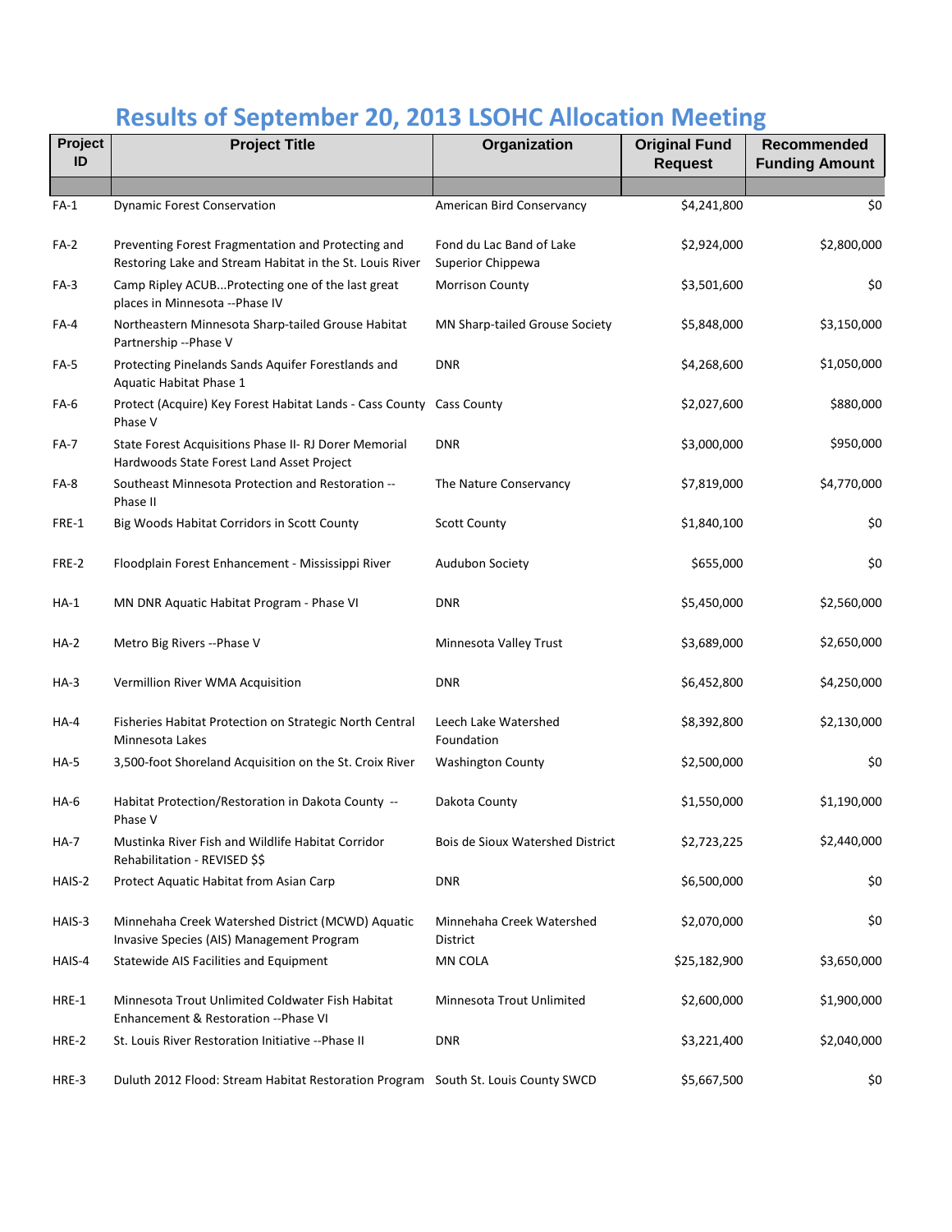# Results of September 20, 2013 LSOHC Allocation Meeting

| Project ID | Project Title | Organization | Original Fund Request | Recommended Funding Amount |
|---|---|---|---|---|
| FA-1 | Dynamic Forest Conservation | American Bird Conservancy | $4,241,800 | $0 |
| FA-2 | Preventing Forest Fragmentation and Protecting and Restoring Lake and Stream Habitat in the St. Louis River | Fond du Lac Band of Lake Superior Chippewa | $2,924,000 | $2,800,000 |
| FA-3 | Camp Ripley ACUB...Protecting one of the last great places in Minnesota --Phase IV | Morrison County | $3,501,600 | $0 |
| FA-4 | Northeastern Minnesota Sharp-tailed Grouse Habitat Partnership --Phase V | MN Sharp-tailed Grouse Society | $5,848,000 | $3,150,000 |
| FA-5 | Protecting Pinelands Sands Aquifer Forestlands and Aquatic Habitat Phase 1 | DNR | $4,268,600 | $1,050,000 |
| FA-6 | Protect (Acquire) Key Forest Habitat Lands - Cass County Phase V | Cass County | $2,027,600 | $880,000 |
| FA-7 | State Forest Acquisitions Phase II- RJ Dorer Memorial Hardwoods State Forest Land Asset Project | DNR | $3,000,000 | $950,000 |
| FA-8 | Southeast Minnesota Protection and Restoration -- Phase II | The Nature Conservancy | $7,819,000 | $4,770,000 |
| FRE-1 | Big Woods Habitat Corridors in Scott County | Scott County | $1,840,100 | $0 |
| FRE-2 | Floodplain Forest Enhancement - Mississippi River | Audubon Society | $655,000 | $0 |
| HA-1 | MN DNR Aquatic Habitat Program - Phase VI | DNR | $5,450,000 | $2,560,000 |
| HA-2 | Metro Big Rivers --Phase V | Minnesota Valley Trust | $3,689,000 | $2,650,000 |
| HA-3 | Vermillion River WMA Acquisition | DNR | $6,452,800 | $4,250,000 |
| HA-4 | Fisheries Habitat Protection on Strategic North Central Minnesota Lakes | Leech Lake Watershed Foundation | $8,392,800 | $2,130,000 |
| HA-5 | 3,500-foot Shoreland Acquisition on the St. Croix River | Washington County | $2,500,000 | $0 |
| HA-6 | Habitat Protection/Restoration in Dakota County -- Phase V | Dakota County | $1,550,000 | $1,190,000 |
| HA-7 | Mustinka River Fish and Wildlife Habitat Corridor Rehabilitation - REVISED $$ | Bois de Sioux Watershed District | $2,723,225 | $2,440,000 |
| HAIS-2 | Protect Aquatic Habitat from Asian Carp | DNR | $6,500,000 | $0 |
| HAIS-3 | Minnehaha Creek Watershed District (MCWD) Aquatic Invasive Species (AIS) Management Program | Minnehaha Creek Watershed District | $2,070,000 | $0 |
| HAIS-4 | Statewide AIS Facilities and Equipment | MN COLA | $25,182,900 | $3,650,000 |
| HRE-1 | Minnesota Trout Unlimited Coldwater Fish Habitat Enhancement & Restoration --Phase VI | Minnesota Trout Unlimited | $2,600,000 | $1,900,000 |
| HRE-2 | St. Louis River Restoration Initiative --Phase II | DNR | $3,221,400 | $2,040,000 |
| HRE-3 | Duluth 2012 Flood: Stream Habitat Restoration Program | South St. Louis County SWCD | $5,667,500 | $0 |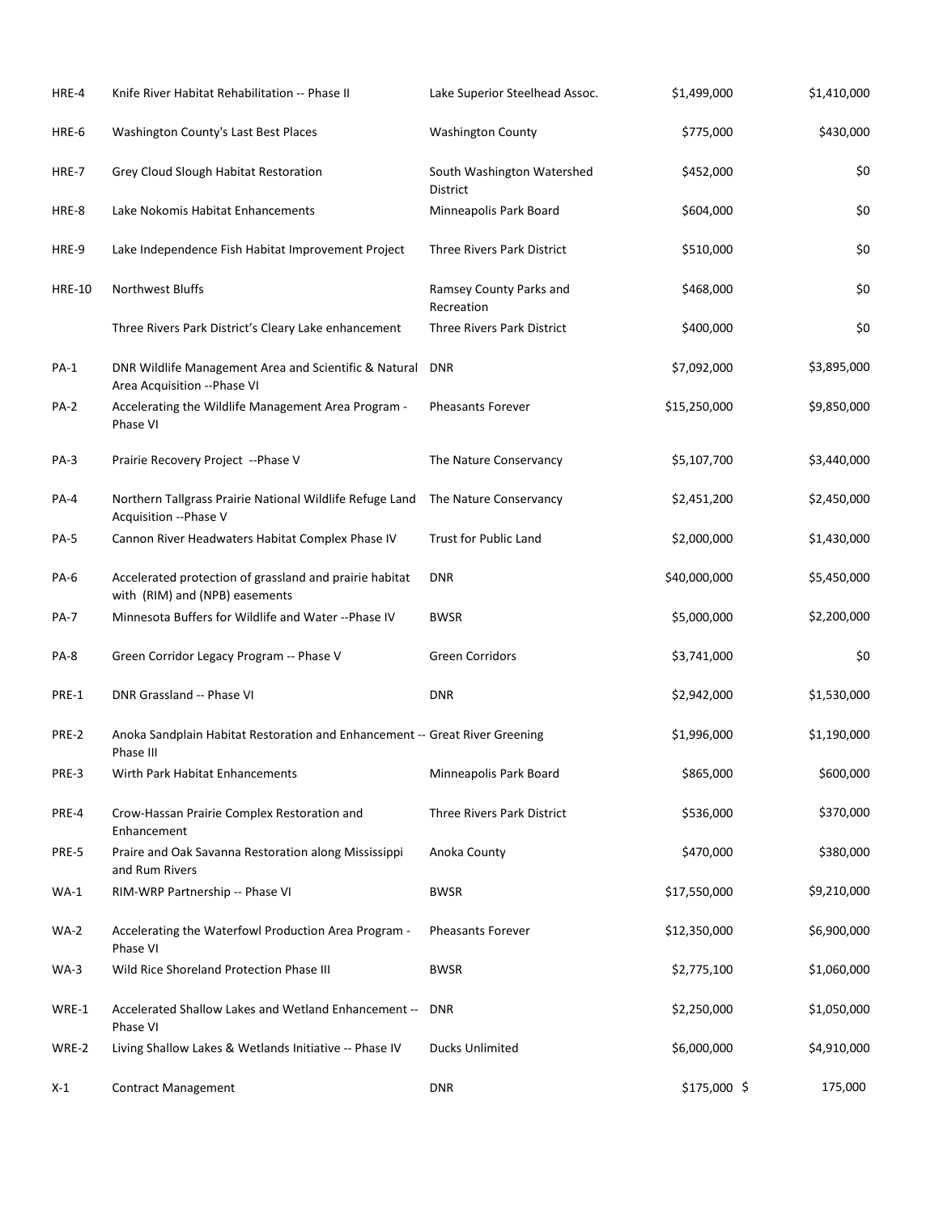| | | | | |
|---|---|---|---|---|
| HRE-4 | Knife River Habitat Rehabilitation -- Phase II | Lake Superior Steelhead Assoc. | $1,499,000 | $1,410,000 |
| HRE-6 | Washington County's Last Best Places | Washington County | $775,000 | $430,000 |
| HRE-7 | Grey Cloud Slough Habitat Restoration | South Washington Watershed District | $452,000 | $0 |
| HRE-8 | Lake Nokomis Habitat Enhancements | Minneapolis Park Board | $604,000 | $0 |
| HRE-9 | Lake Independence Fish Habitat Improvement Project | Three Rivers Park District | $510,000 | $0 |
| HRE-10 | Northwest Bluffs | Ramsey County Parks and Recreation | $468,000 | $0 |
| | Three Rivers Park District's Cleary Lake enhancement | Three Rivers Park District | $400,000 | $0 |
| PA-1 | DNR Wildlife Management Area and Scientific & Natural Area Acquisition --Phase VI | DNR | $7,092,000 | $3,895,000 |
| PA-2 | Accelerating the Wildlife Management Area Program - Phase VI | Pheasants Forever | $15,250,000 | $9,850,000 |
| PA-3 | Prairie Recovery Project --Phase V | The Nature Conservancy | $5,107,700 | $3,440,000 |
| PA-4 | Northern Tallgrass Prairie National Wildlife Refuge Land Acquisition --Phase V | The Nature Conservancy | $2,451,200 | $2,450,000 |
| PA-5 | Cannon River Headwaters Habitat Complex Phase IV | Trust for Public Land | $2,000,000 | $1,430,000 |
| PA-6 | Accelerated protection of grassland and prairie habitat with (RIM) and (NPB) easements | DNR | $40,000,000 | $5,450,000 |
| PA-7 | Minnesota Buffers for Wildlife and Water --Phase IV | BWSR | $5,000,000 | $2,200,000 |
| PA-8 | Green Corridor Legacy Program -- Phase V | Green Corridors | $3,741,000 | $0 |
| PRE-1 | DNR Grassland -- Phase VI | DNR | $2,942,000 | $1,530,000 |
| PRE-2 | Anoka Sandplain Habitat Restoration and Enhancement -- Phase III | Great River Greening | $1,996,000 | $1,190,000 |
| PRE-3 | Wirth Park Habitat Enhancements | Minneapolis Park Board | $865,000 | $600,000 |
| PRE-4 | Crow-Hassan Prairie Complex Restoration and Enhancement | Three Rivers Park District | $536,000 | $370,000 |
| PRE-5 | Praire and Oak Savanna Restoration along Mississippi and Rum Rivers | Anoka County | $470,000 | $380,000 |
| WA-1 | RIM-WRP Partnership -- Phase VI | BWSR | $17,550,000 | $9,210,000 |
| WA-2 | Accelerating the Waterfowl Production Area Program - Phase VI | Pheasants Forever | $12,350,000 | $6,900,000 |
| WA-3 | Wild Rice Shoreland Protection Phase III | BWSR | $2,775,100 | $1,060,000 |
| WRE-1 | Accelerated Shallow Lakes and Wetland Enhancement -- Phase VI | DNR | $2,250,000 | $1,050,000 |
| WRE-2 | Living Shallow Lakes & Wetlands Initiative -- Phase IV | Ducks Unlimited | $6,000,000 | $4,910,000 |
| X-1 | Contract Management | DNR | $175,000 | $ 175,000 |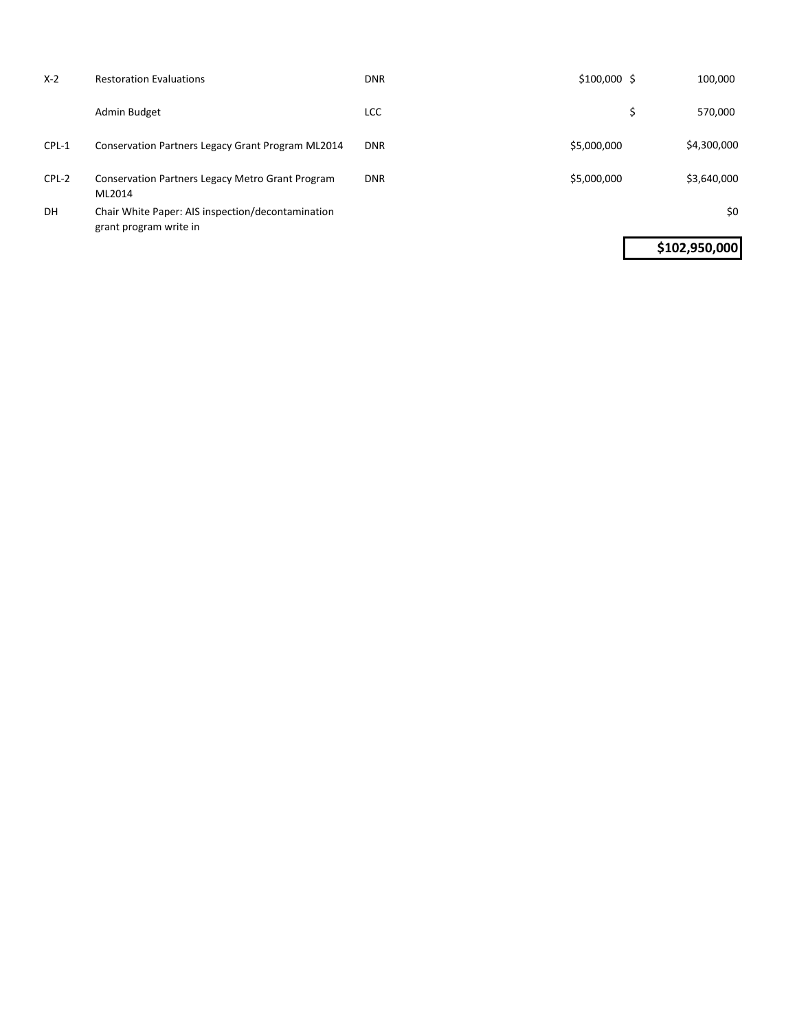| | | | | |
|---|---|---|---|---|
| X-2 | Restoration Evaluations | DNR | $100,000 | $ 100,000 |
| | Admin Budget | LCC | | $ 570,000 |
| CPL-1 | Conservation Partners Legacy Grant Program ML2014 | DNR | $5,000,000 | $4,300,000 |
| CPL-2 | Conservation Partners Legacy Metro Grant Program ML2014 | DNR | $5,000,000 | $3,640,000 |
| DH | Chair White Paper: AIS inspection/decontamination grant program write in | | | $0 |
| | | | | **$102,950,000** |